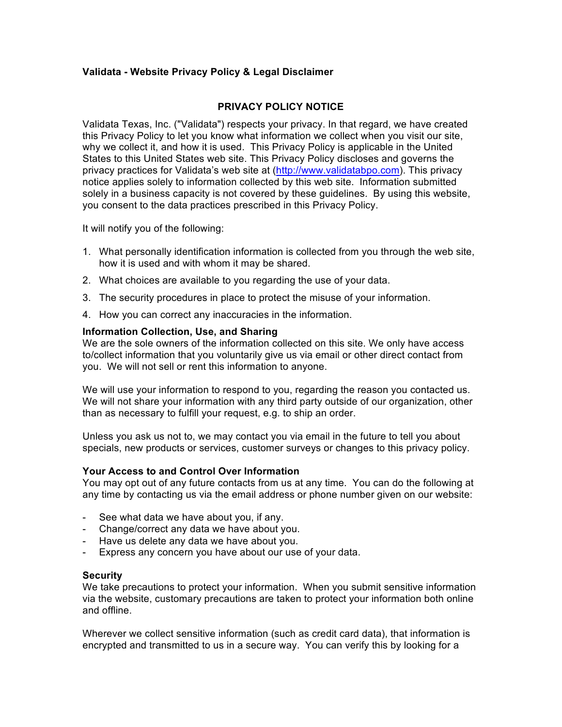**Validata - Website Privacy Policy & Legal Disclaimer**

## PRIVACY POLICY NOTICE

Validata Texas, Inc. ("Validata") respects your privacy. In that regard, we have created this Privacy Policy to let you know what information we collect when you visit our site, why we collect it, and how it is used. This Privacy Policy is applicable in the United States to this United States web site. This Privacy Policy discloses and governs the privacy practices for Validata's web site at (http://www.validatabpo.com). This privacy notice applies solely to information collected by this web site. Information submitted solely in a business capacity is not covered by these guidelines. By using this website, you consent to the data practices prescribed in this Privacy Policy.

It will notify you of the following:

1. What personally identification information is collected from you through the web site, how it is used and with whom it may be shared.
2. What choices are available to you regarding the use of your data.
3. The security procedures in place to protect the misuse of your information.
4. How you can correct any inaccuracies in the information.

**Information Collection, Use, and Sharing**

We are the sole owners of the information collected on this site. We only have access to/collect information that you voluntarily give us via email or other direct contact from you. We will not sell or rent this information to anyone.

We will use your information to respond to you, regarding the reason you contacted us. We will not share your information with any third party outside of our organization, other than as necessary to fulfill your request, e.g. to ship an order.

Unless you ask us not to, we may contact you via email in the future to tell you about specials, new products or services, customer surveys or changes to this privacy policy.

**Your Access to and Control Over Information**

You may opt out of any future contacts from us at any time. You can do the following at any time by contacting us via the email address or phone number given on our website:

- See what data we have about you, if any.
- Change/correct any data we have about you.
- Have us delete any data we have about you.
- Express any concern you have about our use of your data.

**Security**

We take precautions to protect your information. When you submit sensitive information via the website, customary precautions are taken to protect your information both online and offline.

Wherever we collect sensitive information (such as credit card data), that information is encrypted and transmitted to us in a secure way. You can verify this by looking for a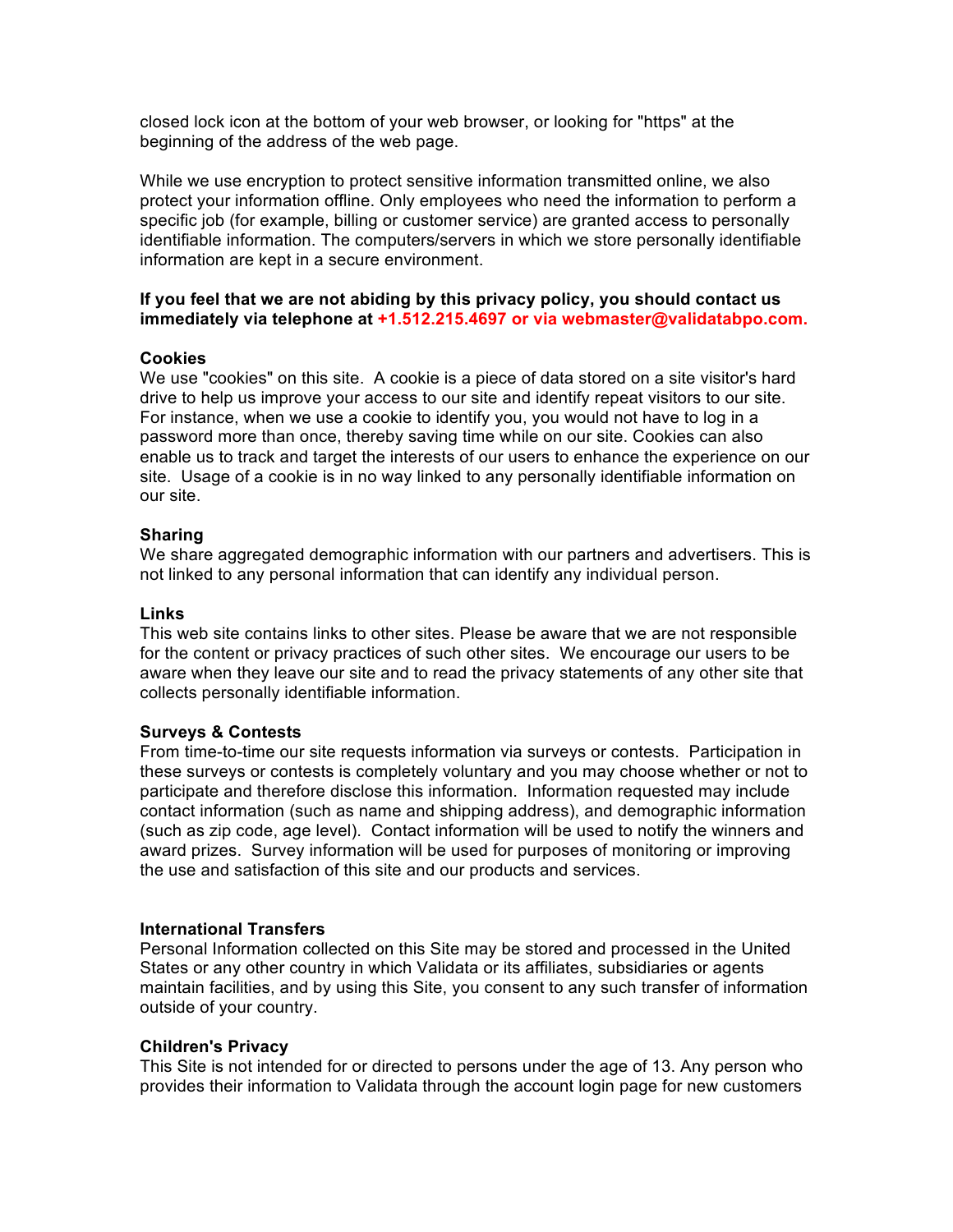closed lock icon at the bottom of your web browser, or looking for "https" at the beginning of the address of the web page.

While we use encryption to protect sensitive information transmitted online, we also protect your information offline. Only employees who need the information to perform a specific job (for example, billing or customer service) are granted access to personally identifiable information. The computers/servers in which we store personally identifiable information are kept in a secure environment.

**If you feel that we are not abiding by this privacy policy, you should contact us immediately via telephone at +1.512.215.4697 or via webmaster@validatabpo.com.**

**Cookies**
We use "cookies" on this site. A cookie is a piece of data stored on a site visitor's hard drive to help us improve your access to our site and identify repeat visitors to our site. For instance, when we use a cookie to identify you, you would not have to log in a password more than once, thereby saving time while on our site. Cookies can also enable us to track and target the interests of our users to enhance the experience on our site. Usage of a cookie is in no way linked to any personally identifiable information on our site.

**Sharing**
We share aggregated demographic information with our partners and advertisers. This is not linked to any personal information that can identify any individual person.

**Links**
This web site contains links to other sites. Please be aware that we are not responsible for the content or privacy practices of such other sites. We encourage our users to be aware when they leave our site and to read the privacy statements of any other site that collects personally identifiable information.

**Surveys & Contests**
From time-to-time our site requests information via surveys or contests. Participation in these surveys or contests is completely voluntary and you may choose whether or not to participate and therefore disclose this information. Information requested may include contact information (such as name and shipping address), and demographic information (such as zip code, age level). Contact information will be used to notify the winners and award prizes. Survey information will be used for purposes of monitoring or improving the use and satisfaction of this site and our products and services.

**International Transfers**
Personal Information collected on this Site may be stored and processed in the United States or any other country in which Validata or its affiliates, subsidiaries or agents maintain facilities, and by using this Site, you consent to any such transfer of information outside of your country.

**Children's Privacy**
This Site is not intended for or directed to persons under the age of 13. Any person who provides their information to Validata through the account login page for new customers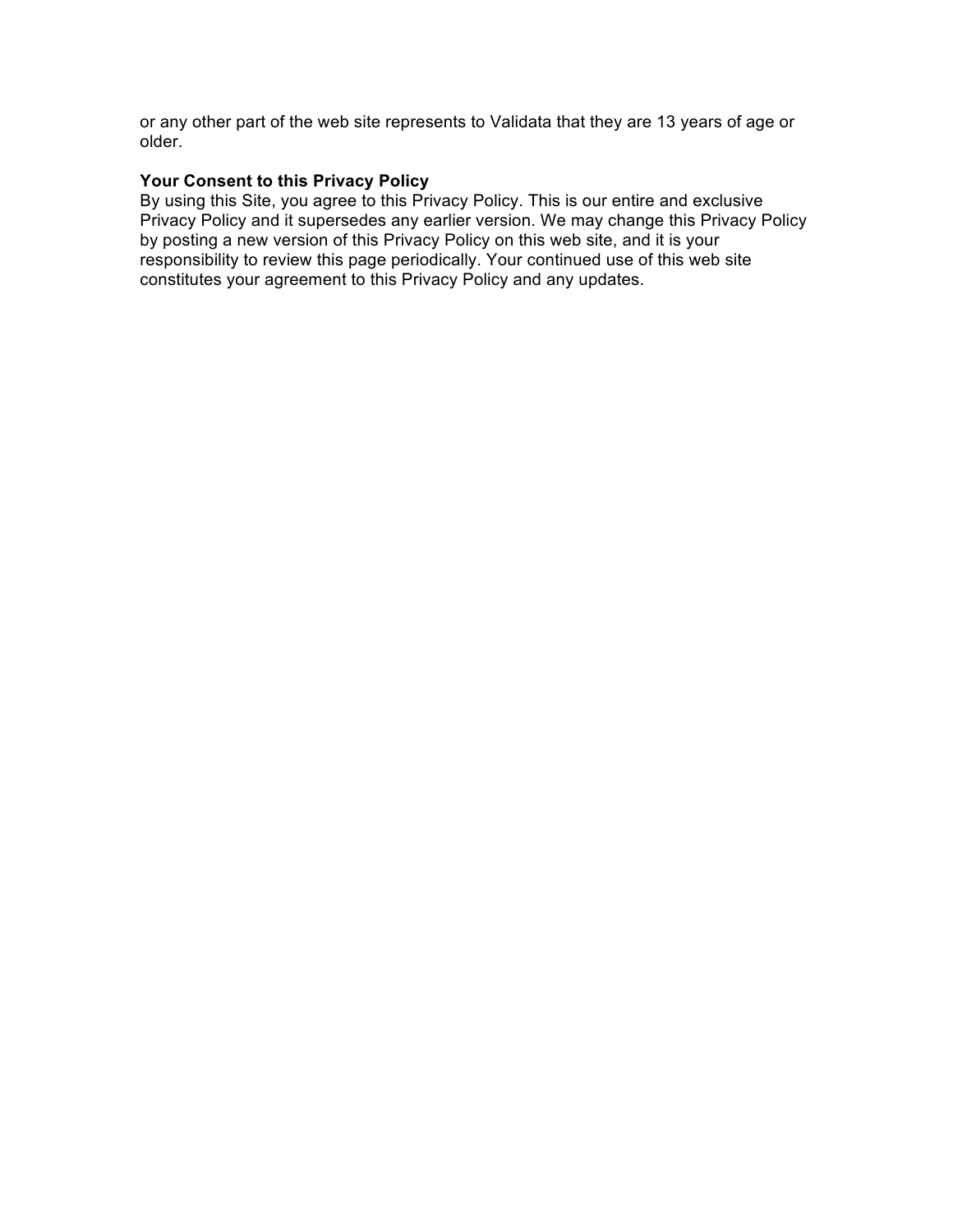or any other part of the web site represents to Validata that they are 13 years of age or older.

**Your Consent to this Privacy Policy**
By using this Site, you agree to this Privacy Policy. This is our entire and exclusive Privacy Policy and it supersedes any earlier version. We may change this Privacy Policy by posting a new version of this Privacy Policy on this web site, and it is your responsibility to review this page periodically. Your continued use of this web site constitutes your agreement to this Privacy Policy and any updates.